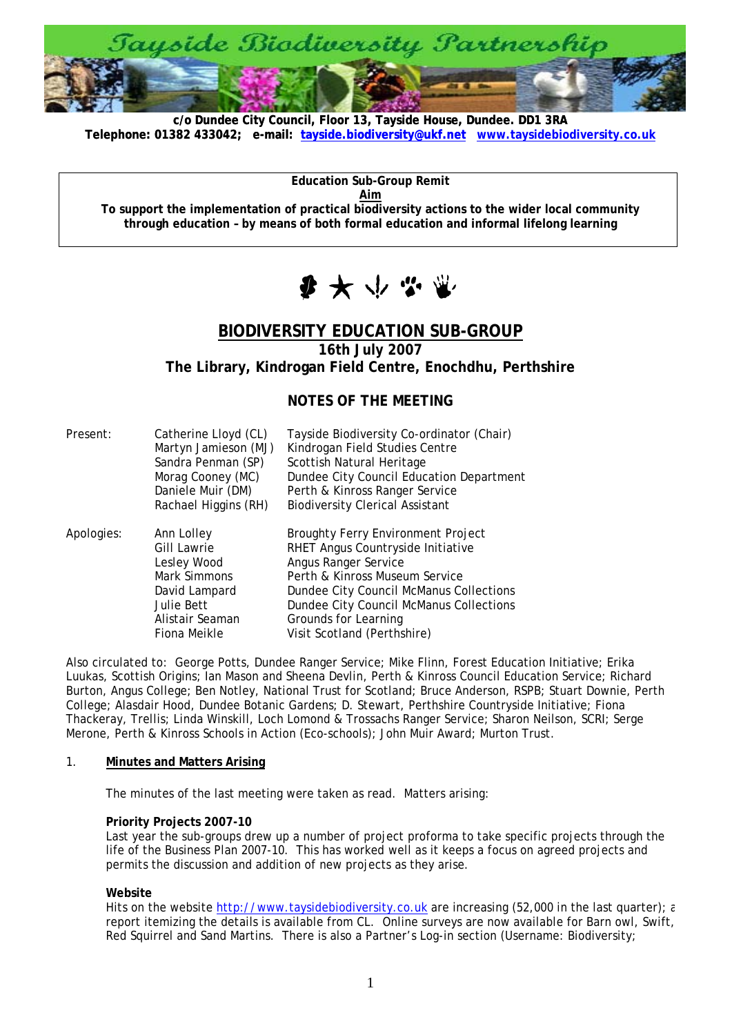# Tayside Biodiversity Partnership

**c/o Dundee City Council, Floor 13, Tayside House, Dundee. DD1 3RA**
**Telephone: 01382 433042; e-mail: tayside.biodiversity@ukf.net www.taysidebiodiversity.co.uk**

**Education Sub-Group Remit**
**Aim**
**To support the implementation of practical biodiversity actions to the wider local community through education – by means of both formal education and informal lifelong learning**

## BIODIVERSITY EDUCATION SUB-GROUP

**16th July 2007**
**The Library, Kindrogan Field Centre, Enochdhu, Perthshire**

### NOTES OF THE MEETING

| | | |
|---|---|---|
| Present: | Catherine Lloyd (CL) | Tayside Biodiversity Co-ordinator (Chair) |
| | Martyn Jamieson (MJ) | Kindrogan Field Studies Centre |
| | Sandra Penman (SP) | Scottish Natural Heritage |
| | Morag Cooney (MC) | Dundee City Council Education Department |
| | Daniele Muir (DM) | Perth & Kinross Ranger Service |
| | Rachael Higgins (RH) | Biodiversity Clerical Assistant |
| Apologies: | Ann Lolley | Broughty Ferry Environment Project |
| | Gill Lawrie | RHET Angus Countryside Initiative |
| | Lesley Wood | Angus Ranger Service |
| | Mark Simmons | Perth & Kinross Museum Service |
| | David Lampard | Dundee City Council McManus Collections |
| | Julie Bett | Dundee City Council McManus Collections |
| | Alistair Seaman | Grounds for Learning |
| | Fiona Meikle | Visit Scotland (Perthshire) |

Also circulated to: George Potts, Dundee Ranger Service; Mike Flinn, Forest Education Initiative; Erika Luukas, Scottish Origins; Ian Mason and Sheena Devlin, Perth & Kinross Council Education Service; Richard Burton, Angus College; Ben Notley, National Trust for Scotland; Bruce Anderson, RSPB; Stuart Downie, Perth College; Alasdair Hood, Dundee Botanic Gardens; D. Stewart, Perthshire Countryside Initiative; Fiona Thackeray, Trellis; Linda Winskill, Loch Lomond & Trossachs Ranger Service; Sharon Neilson, SCRI; Serge Merone, Perth & Kinross Schools in Action (Eco-schools); John Muir Award; Murton Trust.

1. **Minutes and Matters Arising**

The minutes of the last meeting were taken as read. Matters arising:

**Priority Projects 2007-10**
Last year the sub-groups drew up a number of project proforma to take specific projects through the life of the Business Plan 2007-10. This has worked well as it keeps a focus on agreed projects and permits the discussion and addition of new projects as they arise.

**Website**
Hits on the website http://www.taysidebiodiversity.co.uk are increasing (52,000 in the last quarter); a report itemizing the details is available from CL. Online surveys are now available for Barn owl, Swift, Red Squirrel and Sand Martins. There is also a Partner's Log-in section (Username: Biodiversity;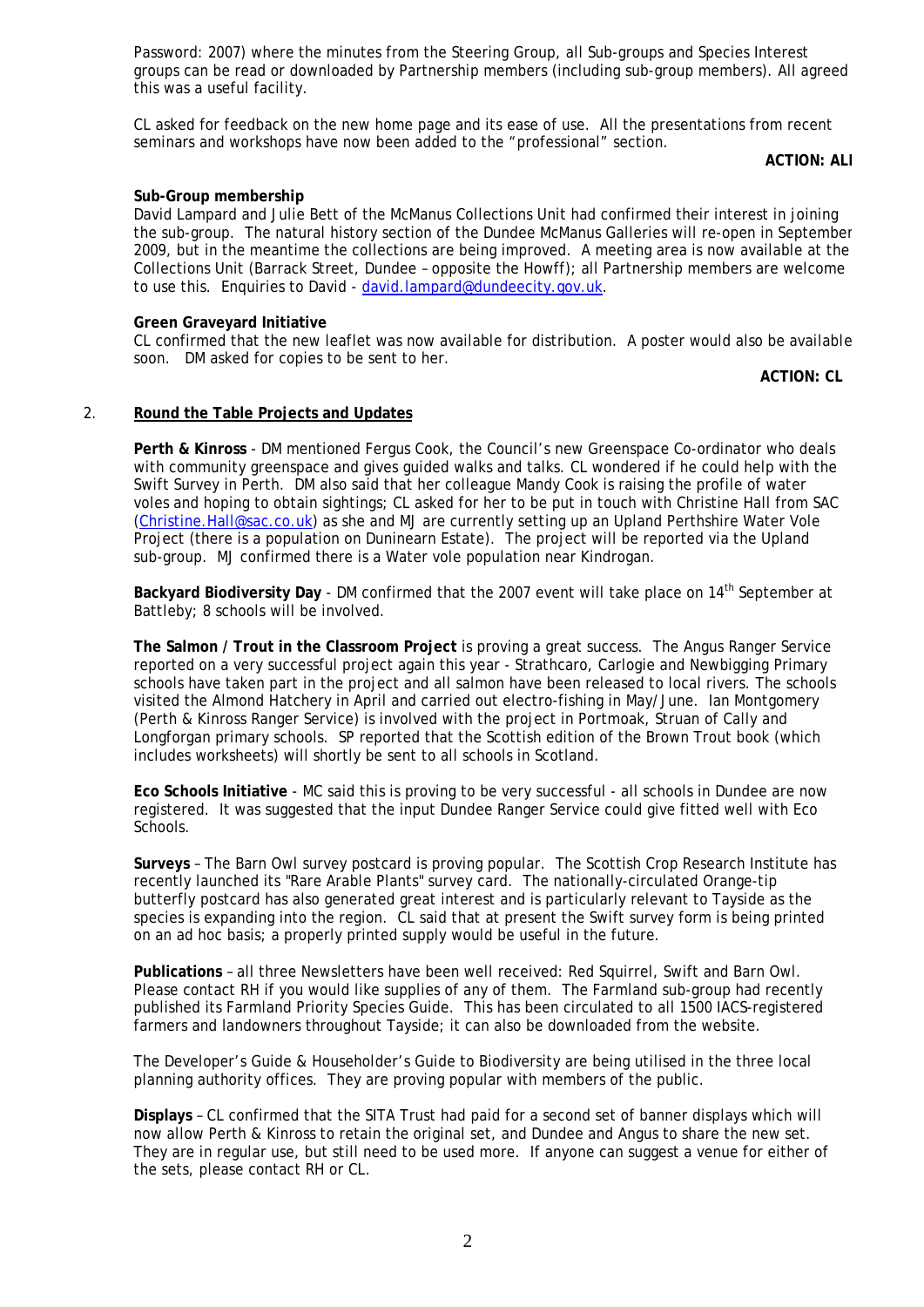Password: 2007) where the minutes from the Steering Group, all Sub-groups and Species Interest groups can be read or downloaded by Partnership members (including sub-group members). All agreed this was a useful facility.

CL asked for feedback on the new home page and its ease of use. All the presentations from recent seminars and workshops have now been added to the "professional" section.

**ACTION: ALl**

**Sub-Group membership**

David Lampard and Julie Bett of the McManus Collections Unit had confirmed their interest in joining the sub-group. The natural history section of the Dundee McManus Galleries will re-open in September 2009, but in the meantime the collections are being improved. A meeting area is now available at the Collections Unit (Barrack Street, Dundee – opposite the Howff); all Partnership members are welcome to use this. Enquiries to David - david.lampard@dundeecity.gov.uk.

**Green Graveyard Initiative**

CL confirmed that the new leaflet was now available for distribution. A poster would also be available soon. DM asked for copies to be sent to her.

**ACTION: CL**

2. **Round the Table Projects and Updates**

**Perth & Kinross** - DM mentioned Fergus Cook, the Council's new Greenspace Co-ordinator who deals with community greenspace and gives guided walks and talks. CL wondered if he could help with the Swift Survey in Perth. DM also said that her colleague Mandy Cook is raising the profile of water voles and hoping to obtain sightings; CL asked for her to be put in touch with Christine Hall from SAC (Christine.Hall@sac.co.uk) as she and MJ are currently setting up an Upland Perthshire Water Vole Project (there is a population on Duninearn Estate). The project will be reported via the Upland sub-group. MJ confirmed there is a Water vole population near Kindrogan.

**Backyard Biodiversity Day** - DM confirmed that the 2007 event will take place on 14th September at Battleby; 8 schools will be involved.

**The Salmon / Trout in the Classroom Project** is proving a great success. The Angus Ranger Service reported on a very successful project again this year - Strathcaro, Carlogie and Newbigging Primary schools have taken part in the project and all salmon have been released to local rivers. The schools visited the Almond Hatchery in April and carried out electro-fishing in May/June. Ian Montgomery (Perth & Kinross Ranger Service) is involved with the project in Portmoak, Struan of Cally and Longforgan primary schools. SP reported that the Scottish edition of the Brown Trout book (which includes worksheets) will shortly be sent to all schools in Scotland.

**Eco Schools Initiative** - MC said this is proving to be very successful - all schools in Dundee are now registered. It was suggested that the input Dundee Ranger Service could give fitted well with Eco Schools.

**Surveys** – The Barn Owl survey postcard is proving popular. The Scottish Crop Research Institute has recently launched its "Rare Arable Plants" survey card. The nationally-circulated Orange-tip butterfly postcard has also generated great interest and is particularly relevant to Tayside as the species is expanding into the region. CL said that at present the Swift survey form is being printed on an ad hoc basis; a properly printed supply would be useful in the future.

**Publications** – all three Newsletters have been well received: Red Squirrel, Swift and Barn Owl. Please contact RH if you would like supplies of any of them. The Farmland sub-group had recently published its Farmland Priority Species Guide. This has been circulated to all 1500 IACS-registered farmers and landowners throughout Tayside; it can also be downloaded from the website.

The Developer's Guide & Householder's Guide to Biodiversity are being utilised in the three local planning authority offices. They are proving popular with members of the public.

**Displays** – CL confirmed that the SITA Trust had paid for a second set of banner displays which will now allow Perth & Kinross to retain the original set, and Dundee and Angus to share the new set. They are in regular use, but still need to be used more. If anyone can suggest a venue for either of the sets, please contact RH or CL.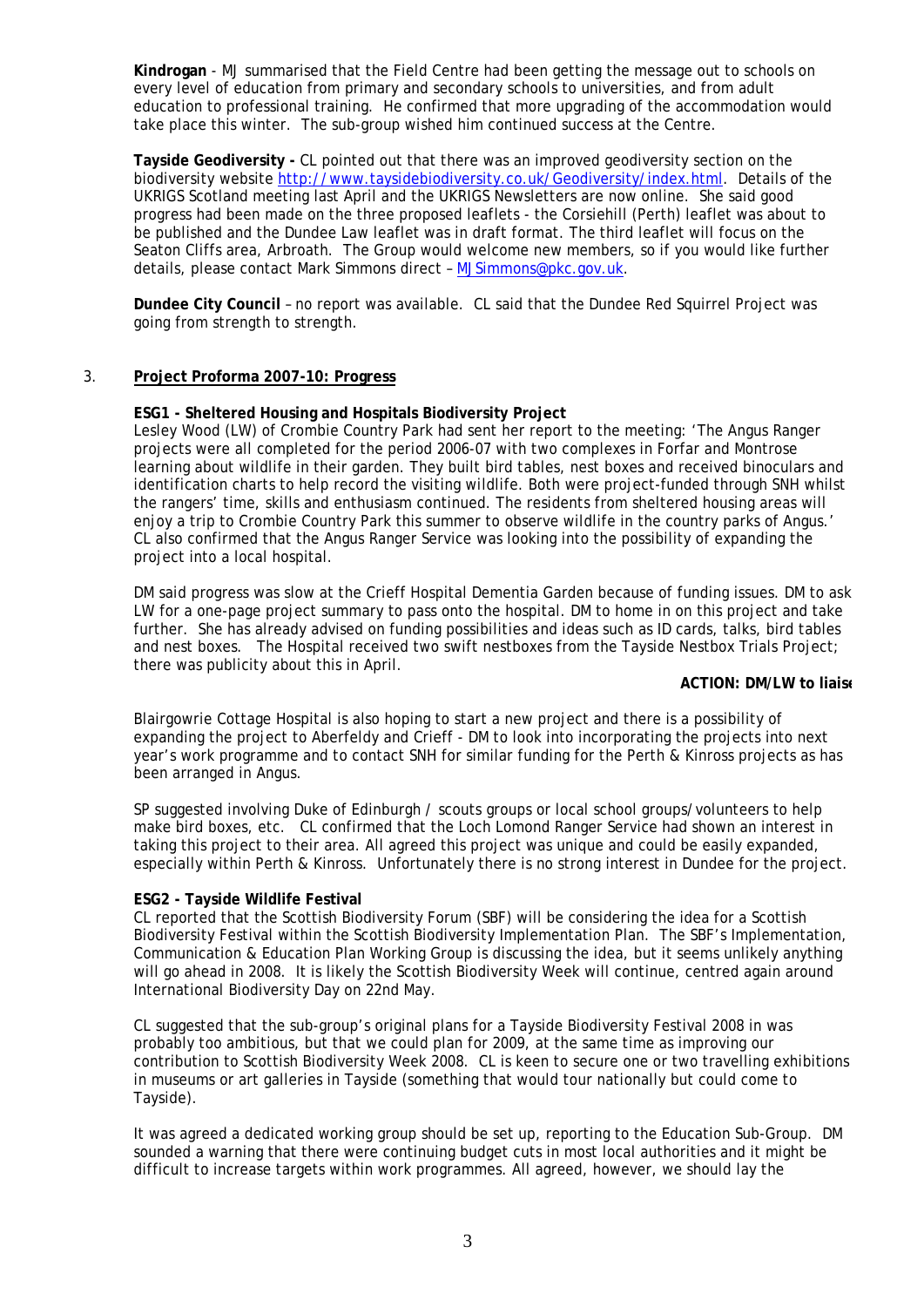**Kindrogan** - MJ summarised that the Field Centre had been getting the message out to schools on every level of education from primary and secondary schools to universities, and from adult education to professional training. He confirmed that more upgrading of the accommodation would take place this winter. The sub-group wished him continued success at the Centre.

**Tayside Geodiversity -** CL pointed out that there was an improved geodiversity section on the biodiversity website http://www.taysidebiodiversity.co.uk/Geodiversity/index.html. Details of the UKRIGS Scotland meeting last April and the UKRIGS Newsletters are now online. She said good progress had been made on the three proposed leaflets - the Corsiehill (Perth) leaflet was about to be published and the Dundee Law leaflet was in draft format. The third leaflet will focus on the Seaton Cliffs area, Arbroath. The Group would welcome new members, so if you would like further details, please contact Mark Simmons direct – MJSimmons@pkc.gov.uk.

**Dundee City Council** – no report was available. CL said that the Dundee Red Squirrel Project was going from strength to strength.

## 3. Project Proforma 2007-10: Progress

**ESG1 - Sheltered Housing and Hospitals Biodiversity Project**

Lesley Wood (LW) of Crombie Country Park had sent her report to the meeting: 'The Angus Ranger projects were all completed for the period 2006-07 with two complexes in Forfar and Montrose learning about wildlife in their garden. They built bird tables, nest boxes and received binoculars and identification charts to help record the visiting wildlife. Both were project-funded through SNH whilst the rangers' time, skills and enthusiasm continued. The residents from sheltered housing areas will enjoy a trip to Crombie Country Park this summer to observe wildlife in the country parks of Angus.' CL also confirmed that the Angus Ranger Service was looking into the possibility of expanding the project into a local hospital.

DM said progress was slow at the Crieff Hospital Dementia Garden because of funding issues. DM to ask LW for a one-page project summary to pass onto the hospital. DM to home in on this project and take further. She has already advised on funding possibilities and ideas such as ID cards, talks, bird tables and nest boxes. The Hospital received two swift nestboxes from the Tayside Nestbox Trials Project; there was publicity about this in April.

**ACTION: DM/LW to liaise**

Blairgowrie Cottage Hospital is also hoping to start a new project and there is a possibility of expanding the project to Aberfeldy and Crieff - DM to look into incorporating the projects into next year's work programme and to contact SNH for similar funding for the Perth & Kinross projects as has been arranged in Angus.

SP suggested involving Duke of Edinburgh / scouts groups or local school groups/volunteers to help make bird boxes, etc. CL confirmed that the Loch Lomond Ranger Service had shown an interest in taking this project to their area. All agreed this project was unique and could be easily expanded, especially within Perth & Kinross. Unfortunately there is no strong interest in Dundee for the project.

**ESG2 - Tayside Wildlife Festival**

CL reported that the Scottish Biodiversity Forum (SBF) will be considering the idea for a Scottish Biodiversity Festival within the Scottish Biodiversity Implementation Plan. The SBF's Implementation, Communication & Education Plan Working Group is discussing the idea, but it seems unlikely anything will go ahead in 2008. It is likely the Scottish Biodiversity Week will continue, centred again around International Biodiversity Day on 22nd May.

CL suggested that the sub-group's original plans for a Tayside Biodiversity Festival 2008 in was probably too ambitious, but that we could plan for 2009, at the same time as improving our contribution to Scottish Biodiversity Week 2008. CL is keen to secure one or two travelling exhibitions in museums or art galleries in Tayside (something that would tour nationally but could come to Tayside).

It was agreed a dedicated working group should be set up, reporting to the Education Sub-Group. DM sounded a warning that there were continuing budget cuts in most local authorities and it might be difficult to increase targets within work programmes. All agreed, however, we should lay the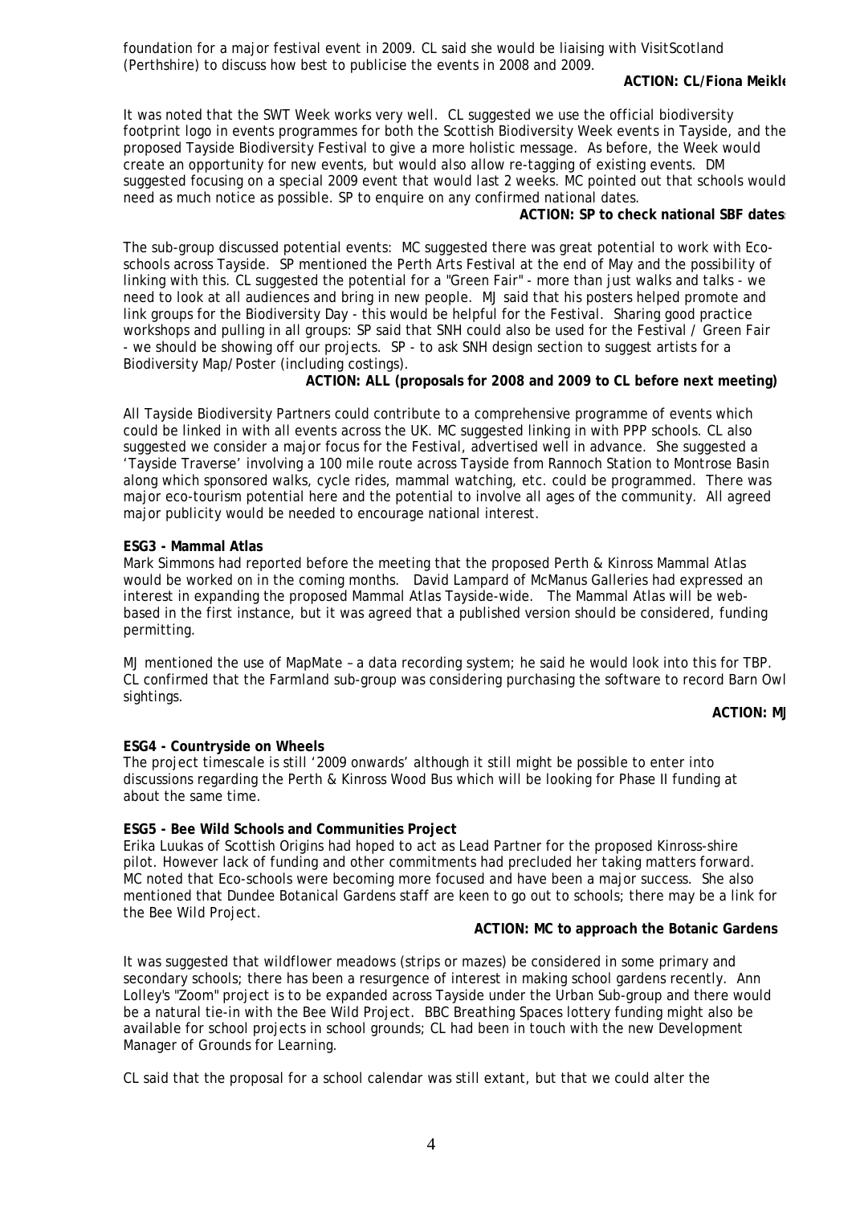foundation for a major festival event in 2009. CL said she would be liaising with VisitScotland (Perthshire) to discuss how best to publicise the events in 2008 and 2009.

**ACTION: CL/Fiona Meikle**

It was noted that the SWT Week works very well. CL suggested we use the official biodiversity footprint logo in events programmes for both the Scottish Biodiversity Week events in Tayside, and the proposed Tayside Biodiversity Festival to give a more holistic message. As before, the Week would create an opportunity for new events, but would also allow re-tagging of existing events. DM suggested focusing on a special 2009 event that would last 2 weeks. MC pointed out that schools would need as much notice as possible. SP to enquire on any confirmed national dates.

**ACTION: SP to check national SBF dates**

The sub-group discussed potential events: MC suggested there was great potential to work with Eco-schools across Tayside. SP mentioned the Perth Arts Festival at the end of May and the possibility of linking with this. CL suggested the potential for a "Green Fair" - more than just walks and talks - we need to look at all audiences and bring in new people. MJ said that his posters helped promote and link groups for the Biodiversity Day - this would be helpful for the Festival. Sharing good practice workshops and pulling in all groups: SP said that SNH could also be used for the Festival / Green Fair - we should be showing off our projects. SP - to ask SNH design section to suggest artists for a Biodiversity Map/Poster (including costings).

**ACTION: ALL (proposals for 2008 and 2009 to CL before next meeting)**

All Tayside Biodiversity Partners could contribute to a comprehensive programme of events which could be linked in with all events across the UK. MC suggested linking in with PPP schools. CL also suggested we consider a major focus for the Festival, advertised well in advance. She suggested a 'Tayside Traverse' involving a 100 mile route across Tayside from Rannoch Station to Montrose Basin along which sponsored walks, cycle rides, mammal watching, etc. could be programmed. There was major eco-tourism potential here and the potential to involve all ages of the community. All agreed major publicity would be needed to encourage national interest.

**ESG3 - Mammal Atlas**

Mark Simmons had reported before the meeting that the proposed Perth & Kinross Mammal Atlas would be worked on in the coming months. David Lampard of McManus Galleries had expressed an interest in expanding the proposed Mammal Atlas Tayside-wide. The Mammal Atlas will be web-based in the first instance, but it was agreed that a published version should be considered, funding permitting.

MJ mentioned the use of MapMate – a data recording system; he said he would look into this for TBP. CL confirmed that the Farmland sub-group was considering purchasing the software to record Barn Owl sightings.

**ACTION: MJ**

**ESG4 - Countryside on Wheels**

The project timescale is still '2009 onwards' although it still might be possible to enter into discussions regarding the Perth & Kinross Wood Bus which will be looking for Phase II funding at about the same time.

**ESG5 - Bee Wild Schools and Communities Project**

Erika Luukas of Scottish Origins had hoped to act as Lead Partner for the proposed Kinross-shire pilot. However lack of funding and other commitments had precluded her taking matters forward. MC noted that Eco-schools were becoming more focused and have been a major success. She also mentioned that Dundee Botanical Gardens staff are keen to go out to schools; there may be a link for the Bee Wild Project.

**ACTION: MC to approach the Botanic Gardens**

It was suggested that wildflower meadows (strips or mazes) be considered in some primary and secondary schools; there has been a resurgence of interest in making school gardens recently. Ann Lolley's "Zoom" project is to be expanded across Tayside under the Urban Sub-group and there would be a natural tie-in with the Bee Wild Project. BBC Breathing Spaces lottery funding might also be available for school projects in school grounds; CL had been in touch with the new Development Manager of Grounds for Learning.

CL said that the proposal for a school calendar was still extant, but that we could alter the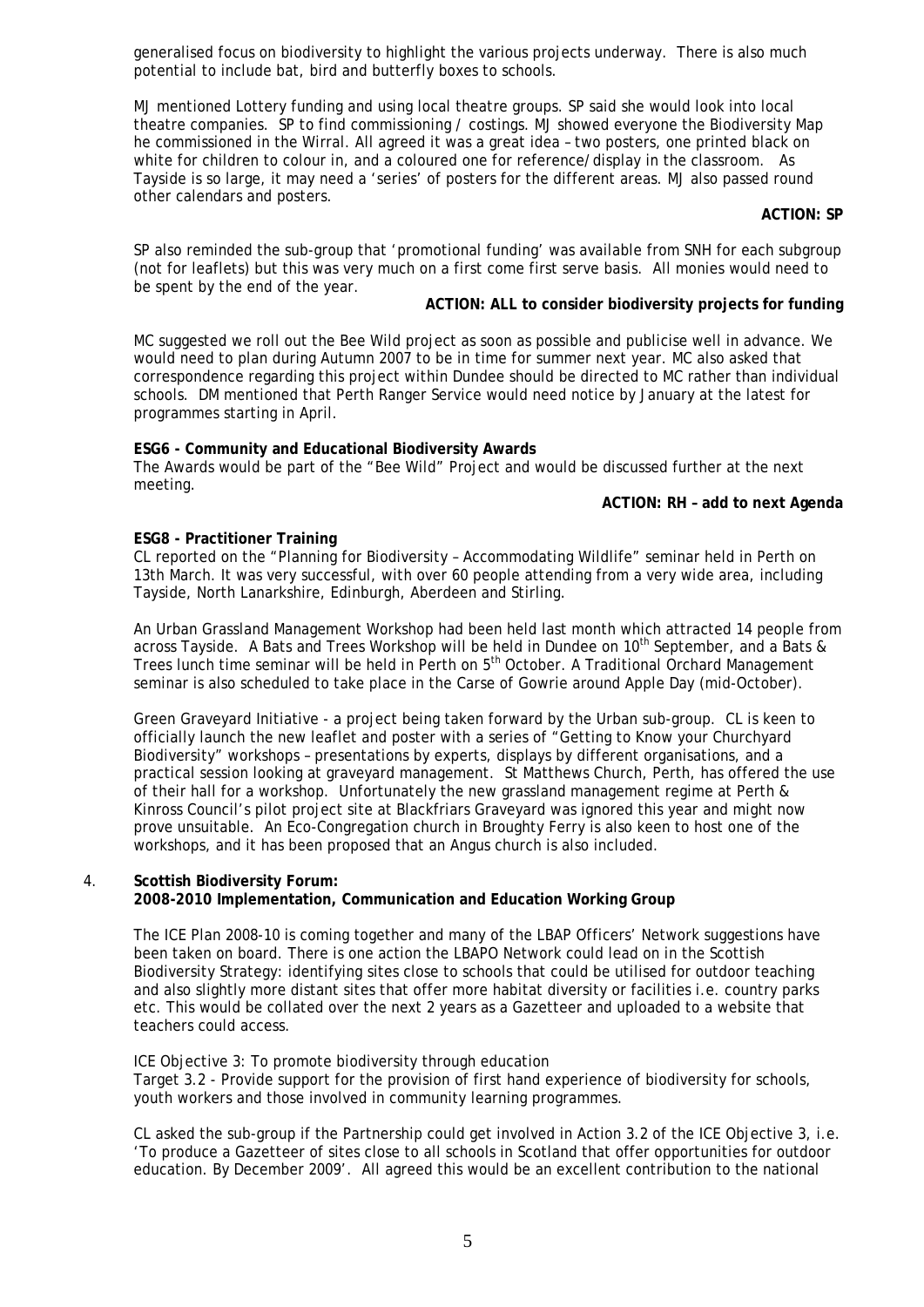generalised focus on biodiversity to highlight the various projects underway. There is also much potential to include bat, bird and butterfly boxes to schools.

MJ mentioned Lottery funding and using local theatre groups. SP said she would look into local theatre companies. SP to find commissioning / costings. MJ showed everyone the Biodiversity Map he commissioned in the Wirral. All agreed it was a great idea – two posters, one printed black on white for children to colour in, and a coloured one for reference/display in the classroom. As Tayside is so large, it may need a 'series' of posters for the different areas. MJ also passed round other calendars and posters.

**ACTION: SP**

SP also reminded the sub-group that 'promotional funding' was available from SNH for each subgroup (not for leaflets) but this was very much on a first come first serve basis. All monies would need to be spent by the end of the year.

**ACTION: ALL to consider biodiversity projects for funding**

MC suggested we roll out the Bee Wild project as soon as possible and publicise well in advance. We would need to plan during Autumn 2007 to be in time for summer next year. MC also asked that correspondence regarding this project within Dundee should be directed to MC rather than individual schools. DM mentioned that Perth Ranger Service would need notice by January at the latest for programmes starting in April.

**ESG6 - Community and Educational Biodiversity Awards**

The Awards would be part of the "Bee Wild" Project and would be discussed further at the next meeting.

**ACTION: RH – add to next Agenda**

**ESG8 - Practitioner Training**

CL reported on the "Planning for Biodiversity – Accommodating Wildlife" seminar held in Perth on 13th March. It was very successful, with over 60 people attending from a very wide area, including Tayside, North Lanarkshire, Edinburgh, Aberdeen and Stirling.

An Urban Grassland Management Workshop had been held last month which attracted 14 people from across Tayside. A Bats and Trees Workshop will be held in Dundee on 10th September, and a Bats & Trees lunch time seminar will be held in Perth on 5th October. A Traditional Orchard Management seminar is also scheduled to take place in the Carse of Gowrie around Apple Day (mid-October).

Green Graveyard Initiative - a project being taken forward by the Urban sub-group. CL is keen to officially launch the new leaflet and poster with a series of "Getting to Know your Churchyard Biodiversity" workshops – presentations by experts, displays by different organisations, and a practical session looking at graveyard management. St Matthews Church, Perth, has offered the use of their hall for a workshop. Unfortunately the new grassland management regime at Perth & Kinross Council's pilot project site at Blackfriars Graveyard was ignored this year and might now prove unsuitable. An Eco-Congregation church in Broughty Ferry is also keen to host one of the workshops, and it has been proposed that an Angus church is also included.

4. **Scottish Biodiversity Forum:**
   **2008-2010 Implementation, Communication and Education Working Group**

   The ICE Plan 2008-10 is coming together and many of the LBAP Officers' Network suggestions have been taken on board. There is one action the LBAPO Network could lead on in the Scottish Biodiversity Strategy: identifying sites close to schools that could be utilised for outdoor teaching and also slightly more distant sites that offer more habitat diversity or facilities i.e. country parks etc. This would be collated over the next 2 years as a Gazetteer and uploaded to a website that teachers could access.

   ICE Objective 3: To promote biodiversity through education
   Target 3.2 - Provide support for the provision of first hand experience of biodiversity for schools, youth workers and those involved in community learning programmes.

   CL asked the sub-group if the Partnership could get involved in Action 3.2 of the ICE Objective 3, i.e. 'To produce a Gazetteer of sites close to all schools in Scotland that offer opportunities for outdoor education. By December 2009'. All agreed this would be an excellent contribution to the national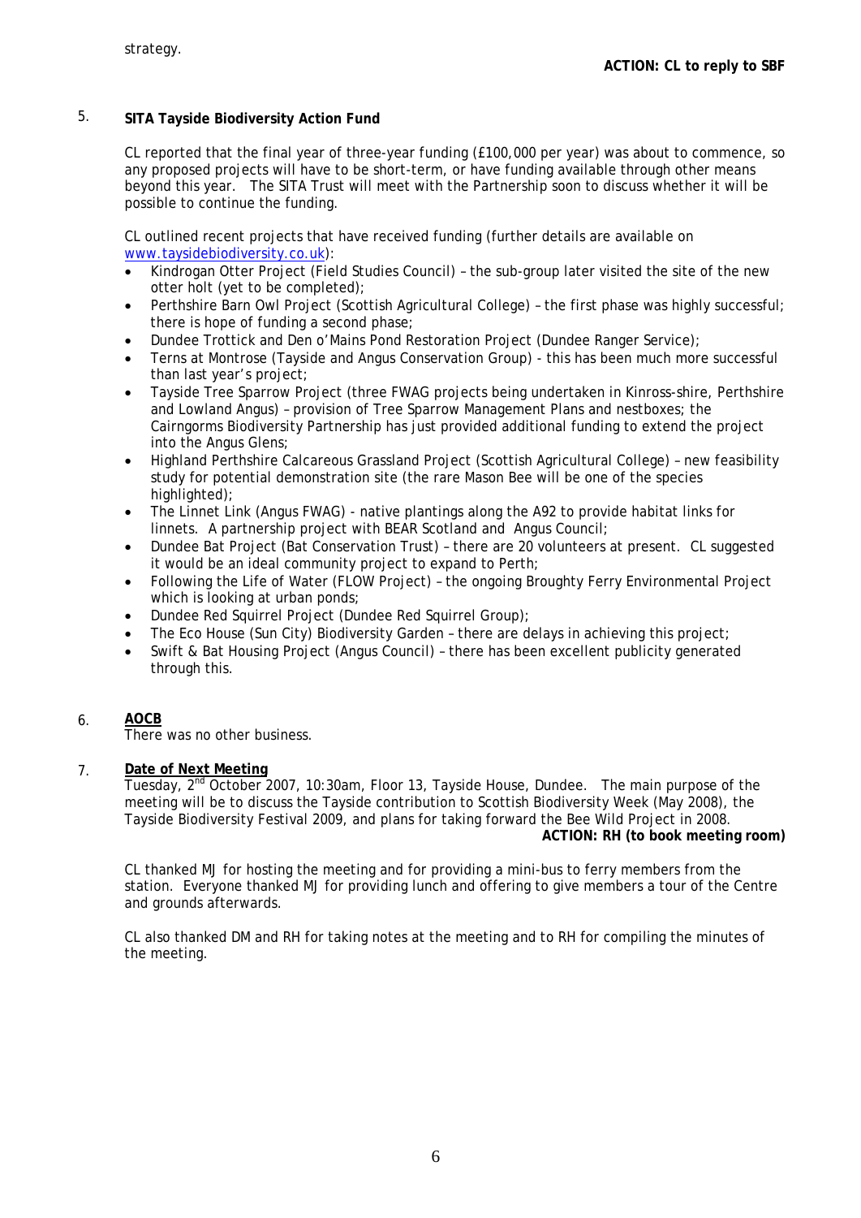strategy.

**ACTION: CL to reply to SBF**

5. **SITA Tayside Biodiversity Action Fund**

CL reported that the final year of three-year funding (£100,000 per year) was about to commence, so any proposed projects will have to be short-term, or have funding available through other means beyond this year. The SITA Trust will meet with the Partnership soon to discuss whether it will be possible to continue the funding.

CL outlined recent projects that have received funding (further details are available on www.taysidebiodiversity.co.uk):

- Kindrogan Otter Project (Field Studies Council) – the sub-group later visited the site of the new otter holt (yet to be completed);
- Perthshire Barn Owl Project (Scottish Agricultural College) – the first phase was highly successful; there is hope of funding a second phase;
- Dundee Trottick and Den o'Mains Pond Restoration Project (Dundee Ranger Service);
- Terns at Montrose (Tayside and Angus Conservation Group) - this has been much more successful than last year's project;
- Tayside Tree Sparrow Project (three FWAG projects being undertaken in Kinross-shire, Perthshire and Lowland Angus) – provision of Tree Sparrow Management Plans and nestboxes; the Cairngorms Biodiversity Partnership has just provided additional funding to extend the project into the Angus Glens;
- Highland Perthshire Calcareous Grassland Project (Scottish Agricultural College) – new feasibility study for potential demonstration site (the rare Mason Bee will be one of the species highlighted);
- The Linnet Link (Angus FWAG) - native plantings along the A92 to provide habitat links for linnets. A partnership project with BEAR Scotland and Angus Council;
- Dundee Bat Project (Bat Conservation Trust) – there are 20 volunteers at present. CL suggested it would be an ideal community project to expand to Perth;
- Following the Life of Water (FLOW Project) – the ongoing Broughty Ferry Environmental Project which is looking at urban ponds;
- Dundee Red Squirrel Project (Dundee Red Squirrel Group);
- The Eco House (Sun City) Biodiversity Garden – there are delays in achieving this project;
- Swift & Bat Housing Project (Angus Council) – there has been excellent publicity generated through this.

6. **AOCB**

There was no other business.

7. **Date of Next Meeting**

Tuesday, 2nd October 2007, 10:30am, Floor 13, Tayside House, Dundee. The main purpose of the meeting will be to discuss the Tayside contribution to Scottish Biodiversity Week (May 2008), the Tayside Biodiversity Festival 2009, and plans for taking forward the Bee Wild Project in 2008.

**ACTION: RH (to book meeting room)**

CL thanked MJ for hosting the meeting and for providing a mini-bus to ferry members from the station. Everyone thanked MJ for providing lunch and offering to give members a tour of the Centre and grounds afterwards.

CL also thanked DM and RH for taking notes at the meeting and to RH for compiling the minutes of the meeting.